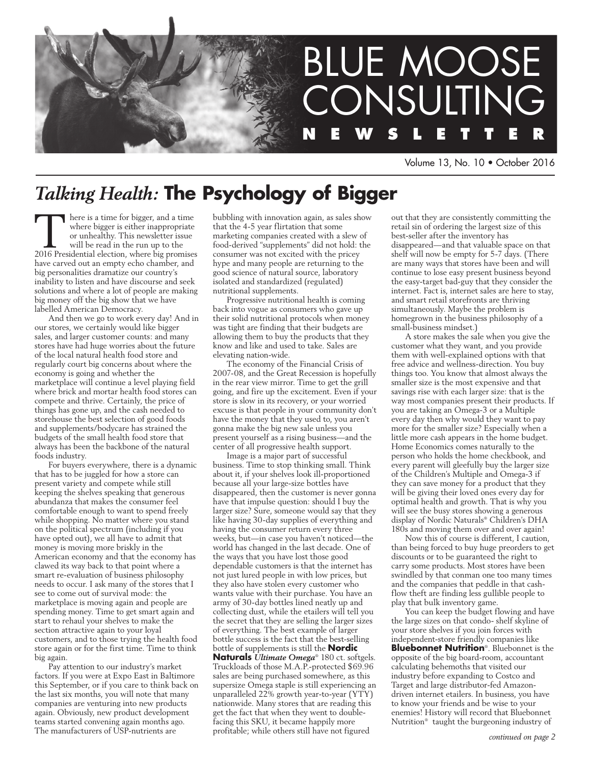# BLUE MOOSE CONSULTING NEWSLETTER

Volume 13, No. 10 • October 2016

## *Talking Health:* The Psychology of Bigger

There is a time for bigger, and a time where bigger is either inappropriate or unhealthy. This newsletter issue will be read in the run up to the 2016 Presidential election, where big promises have carved out an empty echo chamber, and big personalities dramatize our country's inability to listen and have discourse and seek solutions and where a lot of people are making big money off the big show that we have labelled American Democracy.

And then we go to work every day! And in our stores, we certainly would like bigger sales, and larger customer counts: and many stores have had huge worries about the future of the local natural health food store and regularly court big concerns about where the economy is going and whether the marketplace will continue a level playing field where brick and mortar health food stores can compete and thrive. Certainly, the price of things has gone up, and the cash needed to storehouse the best selection of good foods and supplements/bodycare has strained the budgets of the small health food store that always has been the backbone of the natural foods industry.

For buyers everywhere, there is a dynamic that has to be juggled for how a store can present variety and compete while still keeping the shelves speaking that generous abundanza that makes the consumer feel comfortable enough to want to spend freely while shopping. No matter where you stand on the political spectrum (including if you have opted out), we all have to admit that money is moving more briskly in the American economy and that the economy has clawed its way back to that point where a smart re-evaluation of business philosophy needs to occur. I ask many of the stores that I see to come out of survival mode: the marketplace is moving again and people are spending money. Time to get smart again and start to rehaul your shelves to make the section attractive again to your loyal customers, and to those trying the health food store again or for the first time. Time to think big again.

Pay attention to our industry's market factors. If you were at Expo East in Baltimore this September, or if you care to think back on the last six months, you will note that many companies are venturing into new products again. Obviously, new product development teams started convening again months ago. The manufacturers of USP-nutrients are bubbling with innovation again, as sales show that the 4-5 year flirtation that some marketing companies created with a slew of food-derived "supplements" did not hold: the consumer was not excited with the pricey hype and many people are returning to the good science of natural source, laboratory isolated and standardized (regulated) nutritional supplements.

Progressive nutritional health is coming back into vogue as consumers who gave up their solid nutritional protocols when money was tight are finding that their budgets are allowing them to buy the products that they know and like and used to take. Sales are elevating nation-wide.

The economy of the Financial Crisis of 2007-08, and the Great Recession is hopefully in the rear view mirror. Time to get the grill going, and fire up the excitement. Even if your store is slow in its recovery, or your worried excuse is that people in your community don't have the money that they used to, you aren't gonna make the big new sale unless you present yourself as a rising business—and the center of all progressive health support.

Image is a major part of successful business. Time to stop thinking small. Think about it, if your shelves look ill-proportioned because all your large-size bottles have disappeared, then the customer is never gonna have that impulse question: should I buy the larger size? Sure, someone would say that they like having 30-day supplies of everything and having the consumer return every three weeks, but—in case you haven't noticed—the world has changed in the last decade. One of the ways that you have lost those good dependable customers is that the internet has not just lured people in with low prices, but they also have stolen every customer who wants value with their purchase. You have an army of 30-day bottles lined neatly up and collecting dust, while the etailers will tell you the secret that they are selling the larger sizes of everything. The best example of larger bottle success is the fact that the best-selling bottle of supplements is still the **Nordic Naturals** ***Ultimate Omega***® 180 ct. softgels. Truckloads of those M.A.P.-protected $69.96 sales are being purchased somewhere, as this supersize Omega staple is still experiencing an unparalleled 22% growth year-to-year (YTY) nationwide. Many stores that are reading this get the fact that when they went to double-facing this SKU, it became happily more profitable; while others still have not figured out that they are consistently committing the retail sin of ordering the largest size of this best-seller after the inventory has disappeared—and that valuable space on that shelf will now be empty for 5-7 days. (There are many ways that stores have been and will continue to lose easy present business beyond the easy-target bad-guy that they consider the internet. Fact is, internet sales are here to stay, and smart retail storefronts are thriving simultaneously. Maybe the problem is homegrown in the business philosophy of a small-business mindset.)

A store makes the sale when you give the customer what they want, and you provide them with well-explained options with that free advice and wellness-direction. You buy things too. You know that almost always the smaller size is the most expensive and that savings rise with each larger size: that is the way most companies present their products. If you are taking an Omega-3 or a Multiple every day then why would they want to pay more for the smaller size? Especially when a little more cash appears in the home budget. Home Economics comes naturally to the person who holds the home checkbook, and every parent will gleefully buy the larger size of the Children's Multiple and Omega-3 if they can save money for a product that they will be giving their loved ones every day for optimal health and growth. That is why you will see the busy stores showing a generous display of Nordic Naturals® Children's DHA 180s and moving them over and over again!

Now this of course is different, I caution, than being forced to buy huge preorders to get discounts or to be guaranteed the right to carry some products. Most stores have been swindled by that conman one too many times and the companies that peddle in that cash-flow theft are finding less gullible people to play that bulk inventory game.

You can keep the budget flowing and have the large sizes on that condo- shelf skyline of your store shelves if you join forces with independent-store friendly companies like **Bluebonnet Nutrition**®. Bluebonnet is the opposite of the big board-room, accountant calculating behemoths that visited our industry before expanding to Costco and Target and large distributor-fed Amazon-driven internet etailers. In business, you have to know your friends and be wise to your enemies! History will record that Bluebonnet Nutrition® taught the burgeoning industry of

*continued on page 2*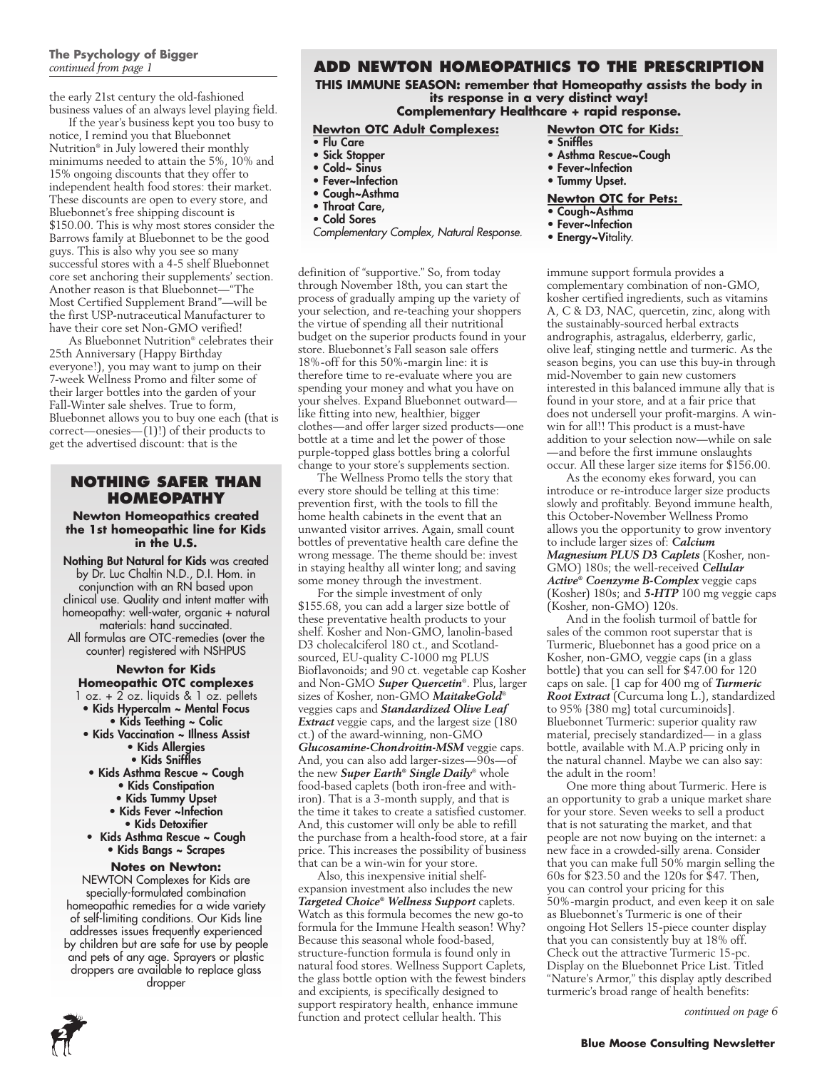**The Psychology of Bigger**
*continued from page 1*

the early 21st century the old-fashioned business values of an always level playing field.

If the year's business kept you too busy to notice, I remind you that Bluebonnet Nutrition® in July lowered their monthly minimums needed to attain the 5%, 10% and 15% ongoing discounts that they offer to independent health food stores: their market. These discounts are open to every store, and Bluebonnet's free shipping discount is $150.00. This is why most stores consider the Barrows family at Bluebonnet to be the good guys. This is also why you see so many successful stores with a 4-5 shelf Bluebonnet core set anchoring their supplements' section. Another reason is that Bluebonnet—"The Most Certified Supplement Brand"—will be the first USP-nutraceutical Manufacturer to have their core set Non-GMO verified!

As Bluebonnet Nutrition® celebrates their 25th Anniversary (Happy Birthday everyone!), you may want to jump on their 7-week Wellness Promo and filter some of their larger bottles into the garden of your Fall-Winter sale shelves. True to form, Bluebonnet allows you to buy one each (that is correct—onesies—(1)!) of their products to get the advertised discount: that is the definition of "supportive." So, from today through November 18th, you can start the process of gradually amping up the variety of your selection, and re-teaching your shoppers the virtue of spending all their nutritional budget on the superior products found in your store. Bluebonnet's Fall season sale offers 18%-off for this 50%-margin line: it is therefore time to re-evaluate where you are spending your money and what you have on your shelves. Expand Bluebonnet outward—like fitting into new, healthier, bigger clothes—and offer larger sized products—one bottle at a time and let the power of those purple-topped glass bottles bring a colorful change to your store's supplements section.

The Wellness Promo tells the story that every store should be telling at this time: prevention first, with the tools to fill the home health cabinets in the event that an unwanted visitor arrives. Again, small count bottles of preventative health care define the wrong message. The theme should be: invest in staying healthy all winter long; and saving some money through the investment.

For the simple investment of only $155.68, you can add a larger size bottle of these preventative health products to your shelf. Kosher and Non-GMO, lanolin-based D3 cholecalciferol 180 ct., and Scotland-sourced, EU-quality C-1000 mg PLUS Bioflavonoids; and 90 ct. vegetable cap Kosher and Non-GMO ***Super Quercetin***®. Plus, larger sizes of Kosher, non-GMO ***MaitakeGold***® veggies caps and ***Standardized Olive Leaf Extract*** veggie caps, and the largest size (180 ct.) of the award-winning, non-GMO ***Glucosamine-Chondroitin-MSM*** veggie caps. And, you can also add larger-sizes—90s—of the new ***Super Earth® Single Daily***® whole food-based caplets (both iron-free and with-iron). That is a 3-month supply, and that is the time it takes to create a satisfied customer. And, this customer will only be able to refill the purchase from a health-food store, at a fair price. This increases the possibility of business that can be a win-win for your store.

Also, this inexpensive initial shelf-expansion investment also includes the new ***Targeted Choice® Wellness Support*** caplets. Watch as this formula becomes the new go-to formula for the Immune Health season! Why? Because this seasonal whole food-based, structure-function formula is found only in natural food stores. Wellness Support Caplets, the glass bottle option with the fewest binders and excipients, is specifically designed to support respiratory health, enhance immune function and protect cellular health. This immune support formula provides a complementary combination of non-GMO, kosher certified ingredients, such as vitamins A, C & D3, NAC, quercetin, zinc, along with the sustainably-sourced herbal extracts andrographis, astragalus, elderberry, garlic, olive leaf, stinging nettle and turmeric. As the season begins, you can use this buy-in through mid-November to gain new customers interested in this balanced immune ally that is found in your store, and at a fair price that does not undersell your profit-margins. A win-win for all!! This product is a must-have addition to your selection now—while on sale—and before the first immune onslaughts occur. All these larger size items for $156.00.

As the economy ekes forward, you can introduce or re-introduce larger size products slowly and profitably. Beyond immune health, this October-November Wellness Promo allows you the opportunity to grow inventory to include larger sizes of: ***Calcium Magnesium PLUS D3 Caplets*** (Kosher, non-GMO) 180s; the well-received ***Cellular Active® Coenzyme B-Complex*** veggie caps (Kosher) 180s; and ***5-HTP*** 100 mg veggie caps (Kosher, non-GMO) 120s.

And in the foolish turmoil of battle for sales of the common root superstar that is Turmeric, Bluebonnet has a good price on a Kosher, non-GMO, veggie caps (in a glass bottle) that you can sell for $47.00 for 120 caps on sale. [1 cap for 400 mg of ***Turmeric Root Extract*** (Curcuma long L.), standardized to 95% (380 mg) total curcuminoids]. Bluebonnet Turmeric: superior quality raw material, precisely standardized— in a glass bottle, available with M.A.P pricing only in the natural channel. Maybe we can also say: the adult in the room!

One more thing about Turmeric. Here is an opportunity to grab a unique market share for your store. Seven weeks to sell a product that is not saturating the market, and that people are not now buying on the internet: a new face in a crowded-silly arena. Consider that you can make full 50% margin selling the 60s for $23.50 and the 120s for $47. Then, you can control your pricing for this 50%-margin product, and even keep it on sale as Bluebonnet's Turmeric is one of their ongoing Hot Sellers 15-piece counter display that you can consistently buy at 18% off. Check out the attractive Turmeric 15-pc. Display on the Bluebonnet Price List. Titled "Nature's Armor," this display aptly described turmeric's broad range of health benefits:

*continued on page 6*

---

## ADD NEWTON HOMEOPATHICS TO THE PRESCRIPTION

**THIS IMMUNE SEASON: remember that Homeopathy assists the body in its response in a very distinct way! Complementary Healthcare + rapid response.**

**Newton OTC Adult Complexes:**
- Flu Care
- Sick Stopper
- Cold~ Sinus
- Fever~Infection
- Cough~Asthma
- Throat Care,
- Cold Sores

*Complementary Complex, Natural Response.*

**Newton OTC for Kids:**
- Sniffles
- Asthma Rescue~Cough
- Fever~Infection
- Tummy Upset.

**Newton OTC for Pets:**
- Cough~Asthma
- Fever~Infection
- Energy~Vitality.

---

## NOTHING SAFER THAN HOMEOPATHY

**Newton Homeopathics created the 1st homeopathic line for Kids in the U.S.**

**Nothing But Natural for Kids** was created by Dr. Luc Chaltin N.D., D.I. Hom. in conjunction with an RN based upon clinical use. Quality and intent matter with homeopathy: well-water, organic + natural materials: hand succinated. All formulas are OTC-remedies (over the counter) registered with NSHPUS

**Newton for Kids Homeopathic OTC complexes**

1 oz. + 2 oz. liquids & 1 oz. pellets

- Kids Hypercalm ~ Mental Focus
- Kids Teething ~ Colic
- Kids Vaccination ~ Illness Assist
- Kids Allergies
- Kids Sniffles
- Kids Asthma Rescue ~ Cough
- Kids Constipation
- Kids Tummy Upset
- Kids Fever ~Infection
- Kids Detoxifier
- Kids Asthma Rescue ~ Cough
- Kids Bangs ~ Scrapes

**Notes on Newton:**

NEWTON Complexes for Kids are specially-formulated combination homeopathic remedies for a wide variety of self-limiting conditions. Our Kids line addresses issues frequently experienced by children but are safe for use by people and pets of any age. Sprayers or plastic droppers are available to replace glass dropper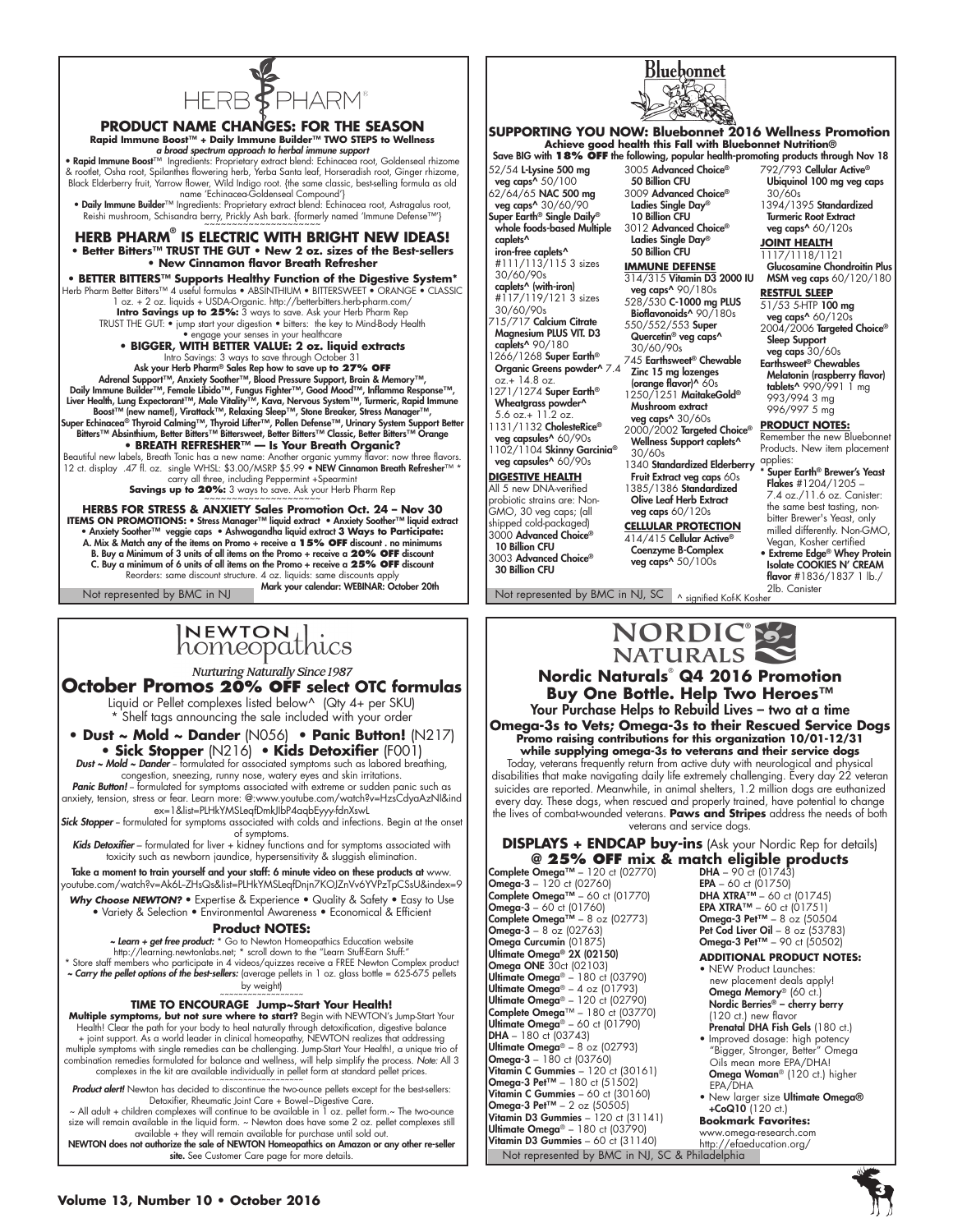# HERB PHARM

## PRODUCT NAME CHANGES: FOR THE SEASON

**Rapid Immune Boost™ + Daily Immune Builder™ TWO STEPS to Wellness**

*a broad spectrum approach to herbal immune support*

• **Rapid Immune Boost**™ Ingredients: Proprietary extract blend: Echinacea root, Goldenseal rhizome & rootlet, Osha root, Spilanthes flowering herb, Yerba Santa leaf, Horseradish root, Ginger rhizome, Black Elderberry fruit, Yarrow flower, Wild Indigo root. {the same classic, best-selling formula as old name 'Echinacea-Goldenseal Compound'}

• **Daily Immune Builder**™ Ingredients: Proprietary extract blend: Echinacea root, Astragalus root, Reishi mushroom, Schisandra berry, Prickly Ash bark. {formerly named 'Immune Defense™'}

~~~~~~~~~~~~~~~~~~~~

## HERB PHARM® IS ELECTRIC WITH BRIGHT NEW IDEAS!

**• Better Bitters™ TRUST THE GUT • New 2 oz. sizes of the Best-sellers • New Cinnamon flavor Breath Refresher**

**• BETTER BITTERS™ Supports Healthy Function of the Digestive System***

Herb Pharm Better Bitters™ 4 useful formulas • ABSINTHIUM • BITTERSWEET • ORANGE • CLASSIC 1 oz. + 2 oz. liquids + USDA-Organic. http://betterbitters.herb-pharm.com/

**Intro Savings up to 25%:** 3 ways to save. Ask your Herb Pharm Rep

TRUST THE GUT: • jump start your digestion • bitters: the key to Mind-Body Health • engage your senses in your healthcare

**• BIGGER, WITH BETTER VALUE: 2 oz. liquid extracts**

Intro Savings: 3 ways to save through October 31

Ask your Herb Pharm® Sales Rep how to save up to **27% OFF**

Adrenal Support™, Anxiety Soother™, Blood Pressure Support, Brain & Memory™, Daily Immune Builder™, Female Libido™, Fungus Fighter™, Good Mood™, Inflamma Response™, Liver Health, Lung Expectorant™, Male Vitality™, Kava, Nervous System™, Turmeric, Rapid Immune Boost™ (new name!), Virattack™, Relaxing Sleep™, Stone Breaker, Stress Manager™, Super Echinacea® Thyroid Calming™, Thyroid Lifter™, Pollen Defense™, Urinary System Support Better Bitters™ Absinthium, Better Bitters™ Bittersweet, Better Bitters™ Classic, Better Bitters™ Orange

**• BREATH REFRESHER™ — Is Your Breath Organic?**

Beautiful new labels, Breath Tonic has a new name: Another organic yummy flavor: now three flavors. 12 ct. display .47 fl. oz. single WHSL: $3.00/MSRP $5.99 • **NEW Cinnamon Breath Refresher**™ * carry all three, including Peppermint +Spearmint

**Savings up to 20%:** 3 ways to save. Ask your Herb Pharm Rep

~~~~~~~~~~~~~~~~~~~~

**HERBS FOR STRESS & ANXIETY Sales Promotion Oct. 24 – Nov 30**

**ITEMS ON PROMOTIONS:** • Stress Manager™ liquid extract • Anxiety Soother™ liquid extract • Anxiety Soother™ veggie caps • Ashwagandha liquid extract **3 Ways to Participate:**

A. Mix & Match any of the items on Promo + receive a **15% OFF** discount . no minimums

B. Buy a Minimum of 3 units of all items on the Promo + receive a **20% OFF** discount

C. Buy a minimum of 6 units of all items on the Promo + receive a **25% OFF** discount

Reorders: same discount structure. 4 oz. liquids: same discounts apply

**Mark your calendar: WEBINAR: October 20th**

Not represented by BMC in NJ

# Bluebonnet

## SUPPORTING YOU NOW: Bluebonnet 2016 Wellness Promotion

**Achieve good health this Fall with Bluebonnet Nutrition®**

Save BIG with **18% OFF** the following, popular health-promoting products through Nov 18

52/54 **L-Lysine 500 mg veg caps^** 50/100

62/64/65 **NAC 500 mg veg caps^** 30/60/90

**Super Earth® Single Daily® whole foods-based Multiple caplets^ iron-free caplets^** #111/113/115 3 sizes 30/60/90s

**caplets^ (with-iron)** #117/119/121 3 sizes 30/60/90s

715/717 **Calcium Citrate Magnesium PLUS VIT. D3 caplets^** 90/180

1266/1268 **Super Earth® Organic Greens powder^** 7.4 oz.+ 14.8 oz.

1271/1274 **Super Earth® Wheatgrass powder^** 5.6 oz.+ 11.2 oz.

1131/1132 **CholesteRice® veg capsules^** 60/90s

1102/1104 **Skinny Garcinia® veg capsules^** 60/90s

**DIGESTIVE HEALTH**

All 5 new DNA-verified probiotic strains are: Non-GMO, 30 veg caps; (all shipped cold-packaged)

3000 **Advanced Choice® 10 Billion CFU**

3003 **Advanced Choice® 30 Billion CFU**

3005 **Advanced Choice® 50 Billion CFU**

3009 **Advanced Choice® Ladies Single Day® 10 Billion CFU**

3012 **Advanced Choice® Ladies Single Day® 50 Billion CFU**

**IMMUNE DEFENSE**

314/315 **Vitamin D3 2000 IU veg caps^** 90/180s

528/530 **C-1000 mg PLUS Bioflavonoids^** 90/180s

550/552/553 **Super Quercetin® veg caps^** 30/60/90s

745 **Earthsweet® Chewable Zinc 15 mg lozenges (orange flavor)^** 60s

1250/1251 **MaitakeGold® Mushroom extract veg caps^** 30/60s

2000/2002 **Targeted Choice® Wellness Support caplets^** 30/60s

1340 **Standardized Elderberry Fruit Extract veg caps** 60s

1385/1386 **Standardized Olive Leaf Herb Extract veg caps** 60/120s

**CELLULAR PROTECTION**

414/415 **Cellular Active® Coenzyme B-Complex veg caps^** 50/100s

792/793 **Cellular Active® Ubiquinol 100 mg veg caps** 30/60s

1394/1395 **Standardized Turmeric Root Extract veg caps^** 60/120s

**JOINT HEALTH**

1117/1118/1121 **Glucosamine Chondroitin Plus MSM veg caps** 60/120/180

**RESTFUL SLEEP**

51/53 5-HTP **100 mg veg caps^** 60/120s

2004/2006 **Targeted Choice® Sleep Support veg caps** 30/60s

**Earthsweet® Chewables Melatonin (raspberry flavor) tablets^** 990/991 1 mg 993/994 3 mg 996/997 5 mg

**PRODUCT NOTES:**

Remember the new Bluebonnet Products. New item placement applies:

* **Super Earth® Brewer's Yeast Flakes** #1204/1205 – 7.4 oz./11.6 oz. Canister: the same best tasting, non-bitter Brewer's Yeast, only milled differently. Non-GMO, Vegan, Kosher certified
* **Extreme Edge® Whey Protein Isolate COOKIES N' CREAM flavor** #1836/1837 1 lb./ 2lb. Canister

Not represented by BMC in NJ, SC  ^ signified Kof-K Kosher

# NEWTON homeopathics

*Nurturing Naturally Since 1987*

## October Promos 20% OFF select OTC formulas

Liquid or Pellet complexes listed below^ (Qty 4+ per SKU)

* Shelf tags announcing the sale included with your order

**• Dust ~ Mold ~ Dander** (N056) **• Panic Button!** (N217) **• Sick Stopper** (N216) **• Kids Detoxifier** (F001)

***Dust ~ Mold ~ Dander*** – formulated for associated symptoms such as labored breathing, congestion, sneezing, runny nose, watery eyes and skin irritations.

***Panic Button!*** – formulated for symptoms associated with extreme or sudden panic such as anxiety, tension, stress or fear. Learn more: @:www.youtube.com/watch?v=HzsCdyaAzNI&index=1&list=PLHkYMSLeqfDmkJlbP4aqbEyyy-fdnXswL

***Sick Stopper*** – formulated for symptoms associated with colds and infections. Begin at the onset of symptoms.

***Kids Detoxifier*** – formulated for liver + kidney functions and for symptoms associated with toxicity such as newborn jaundice, hypersensitivity & sluggish elimination.

**Take a moment to train yourself and your staff: 6 minute video on these products at** www.youtube.com/watch?v=Ak6L-ZHsQs&list=PLHkYMSLeqfDnjn7KOJZnVv6YVPzTpCSsU&index=9

***Why Choose NEWTON?*** • Expertise & Experience • Quality & Safety • Easy to Use • Variety & Selection • Environmental Awareness • Economical & Efficient

**Product NOTES:**

***~ Learn + get free product:*** * Go to Newton Homeopathics Education website http://learning.newtonlabs.net; * scroll down to the "Learn Stuff-Earn Stuff:"

* Store staff members who participate in 4 videos/quizzes receive a FREE Newton Complex product

***~ Carry the pellet options of the best-sellers:*** (average pellets in 1 oz. glass bottle = 625-675 pellets by weight)

~~~~~~~~~~~~~~~~~~~~

**TIME TO ENCOURAGE Jump~Start Your Health!**

**Multiple symptoms, but not sure where to start?** Begin with NEWTON's Jump-Start Your Health! Clear the path for your body to heal naturally through detoxification, digestive balance + joint support. As a world leader in clinical homeopathy, NEWTON realizes that addressing multiple symptoms with single remedies can be challenging. Jump-Start Your Health!, a unique trio of combination remedies formulated for balance and wellness, will help simplify the process. *Note:* All 3 complexes in the kit are available individually in pellet form at standard pellet prices.

~~~~~~~~~~~~~~~~~~~~

***Product alert!*** Newton has decided to discontinue the two-ounce pellets except for the best-sellers: Detoxifier, Rheumatic Joint Care + Bowel~Digestive Care.

~ All adult + children complexes will continue to be available in 1 oz. pellet form.~ The two-ounce size will remain available in the liquid form. ~ Newton does have some 2 oz. pellet complexes still available + they will remain available for purchase until sold out.

**NEWTON does not authorize the sale of NEWTON Homeopathics on Amazon or any other re-seller site.** See Customer Care page for more details.

# NORDIC NATURALS

## Nordic Naturals® Q4 2016 Promotion

### Buy One Bottle. Help Two Heroes™

**Your Purchase Helps to Rebuild Lives – two at a time**

**Omega-3s to Vets; Omega-3s to their Rescued Service Dogs**

**Promo raising contributions for this organization 10/01-12/31 while supplying omega-3s to veterans and their service dogs**

Today, veterans frequently return from active duty with neurological and physical disabilities that make navigating daily life extremely challenging. Every day 22 veteran suicides are reported. Meanwhile, in animal shelters, 1.2 million dogs are euthanized every day. These dogs, when rescued and properly trained, have potential to change the lives of combat-wounded veterans. **Paws and Stripes** address the needs of both veterans and service dogs.

**DISPLAYS + ENDCAP buy-ins** (Ask your Nordic Rep for details) **@ 25% OFF mix & match eligible products**

**Complete Omega**™ – 120 ct (02770)
**Omega-3** – 120 ct (02760)
**Complete Omega**™ – 60 ct (01770)
**Omega-3** – 60 ct (01760)
**Complete Omega**™ – 8 oz (02773)
**Omega-3** – 8 oz (02763)
**Omega Curcumin** (01875)
**Ultimate Omega® 2X (02150)**
**Omega ONE** 30ct (02103)
**Ultimate Omega**® – 180 ct (03790)
**Ultimate Omega**® – 4 oz (01793)
**Ultimate Omega**® – 120 ct (02790)
**Complete Omega**™ – 180 ct (03770)
**Ultimate Omega**® – 60 ct (01790)
**DHA** – 180 ct (03743)
**Ultimate Omega**® – 8 oz (02793)
**Omega-3** – 180 ct (03760)
**Vitamin C Gummies** – 120 ct (30161)
**Omega-3 Pet**™ – 180 ct (51502)
**Vitamin C Gummies** – 60 ct (30160)
**Omega-3 Pet**™ – 2 oz (50505)
**Vitamin D3 Gummies** – 120 ct (31141)
**Ultimate Omega**® – 180 ct (03790)
**Vitamin D3 Gummies** – 60 ct (31140)
**DHA** – 90 ct (01743)
**EPA** – 60 ct (01750)
**DHA XTRA**™ – 60 ct (01745)
**EPA XTRA**™ – 60 ct (01751)
**Omega-3 Pet**™ – 8 oz (50504
**Pet Cod Liver Oil** – 8 oz (53783)
**Omega-3 Pet**™ – 90 ct (50502)

**ADDITIONAL PRODUCT NOTES:**

* NEW Product Launches: new placement deals apply! **Omega Memory**® (60 ct.) **Nordic Berries® – cherry berry** (120 ct.) new flavor **Prenatal DHA Fish Gels** (180 ct.)
* Improved dosage: high potency "Bigger, Stronger, Better" Omega Oils mean more EPA/DHA! **Omega Woman**® (120 ct.) higher EPA/DHA
* New larger size **Ultimate Omega® +CoQ10** (120 ct.)

**Bookmark Favorites:**
www.omega-research.com
http://efaeducation.org/

Not represented by BMC in NJ, SC & Philadelphia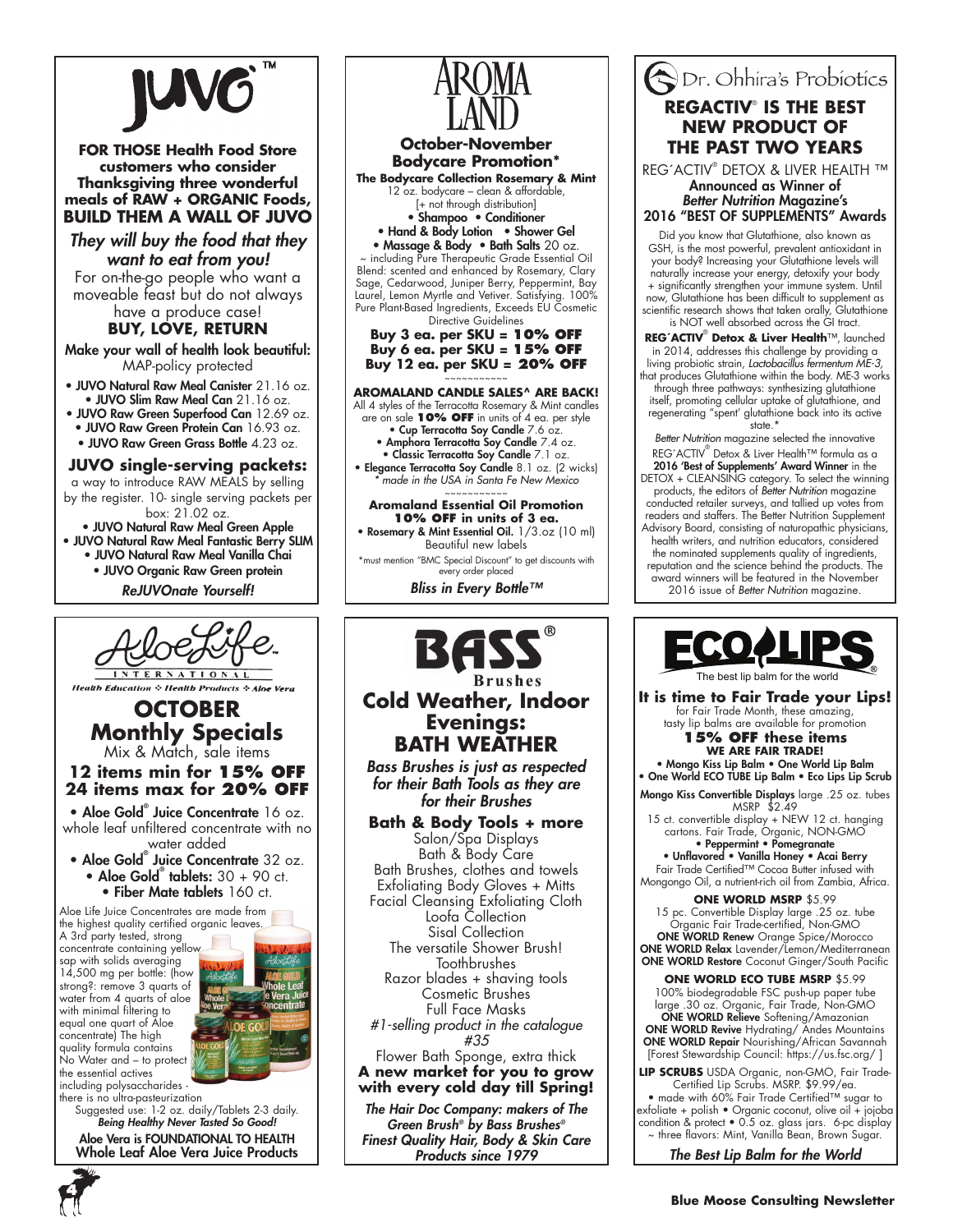# JUVO™

**FOR THOSE Health Food Store customers who consider Thanksgiving three wonderful meals of RAW + ORGANIC Foods, BUILD THEM A WALL OF JUVO**

*They will buy the food that they want to eat from you!*

For on-the-go people who want a moveable feast but do not always have a produce case!

**BUY, LOVE, RETURN**

Make your wall of health look beautiful: MAP-policy protected

- JUVO Natural Raw Meal Canister 21.16 oz.
- JUVO Slim Raw Meal Can 21.16 oz.
- JUVO Raw Green Superfood Can 12.69 oz.
- JUVO Raw Green Protein Can 16.93 oz.
- JUVO Raw Green Grass Bottle 4.23 oz.

**JUVO single-serving packets:**

a way to introduce RAW MEALS by selling by the register. 10- single serving packets per box: 21.02 oz.

- JUVO Natural Raw Meal Green Apple
- JUVO Natural Raw Meal Fantastic Berry SLIM
- JUVO Natural Raw Meal Vanilla Chai
- JUVO Organic Raw Green protein

*ReJUVOnate Yourself!*

# AROMA LAND

**October-November Bodycare Promotion***

**The Bodycare Collection Rosemary & Mint**
12 oz. bodycare – clean & affordable, [+ not through distribution]

- Shampoo
- Conditioner
- Hand & Body Lotion
- Shower Gel
- Massage & Body
- Bath Salts 20 oz.

~ including Pure Therapeutic Grade Essential Oil Blend: scented and enhanced by Rosemary, Clary Sage, Cedarwood, Juniper Berry, Peppermint, Bay Laurel, Lemon Myrtle and Vetiver. Satisfying. 100% Pure Plant-Based Ingredients, Exceeds EU Cosmetic Directive Guidelines

**Buy 3 ea. per SKU = 10% OFF**
**Buy 6 ea. per SKU = 15% OFF**
**Buy 12 ea. per SKU = 20% OFF**

~~~~~~~~~~~

**AROMALAND CANDLE SALES^ ARE BACK!**
All 4 styles of the Terracotta Rosemary & Mint candles are on sale **10% OFF** in units of 4 ea. per style

- Cup Terracotta Soy Candle 7.6 oz.
- Amphora Terracotta Soy Candle 7.4 oz.
- Classic Terracotta Soy Candle 7.1 oz.
- Elegance Terracotta Soy Candle 8.1 oz. (2 wicks)

*^ made in the USA in Santa Fe New Mexico*

~~~~~~~~~~~

**Aromaland Essential Oil Promotion**
**10% OFF in units of 3 ea.**

- Rosemary & Mint Essential Oil. 1/3.oz (10 ml) Beautiful new labels

*must mention "BMC Special Discount" to get discounts with every order placed

*Bliss in Every Bottle™*

# Dr. Ohhira's Probiotics

## REGACTIV® IS THE BEST NEW PRODUCT OF THE PAST TWO YEARS

REG´ACTIV® DETOX & LIVER HEALTH ™
**Announced as Winner of *Better Nutrition* Magazine's 2016 "BEST OF SUPPLEMENTS" Awards**

Did you know that Glutathione, also known as GSH, is the most powerful, prevalent antioxidant in your body? Increasing your Glutathione levels will naturally increase your energy, detoxify your body + significantly strengthen your immune system. Until now, Glutathione has been difficult to supplement as scientific research shows that taken orally, Glutathione is NOT well absorbed across the GI tract.

**REG´ACTIV® Detox & Liver Health**™, launched in 2014, addresses this challenge by providing a living probiotic strain, *Lactobacillus fermentum ME-3*, that produces Glutathione within the body. ME-3 works through three pathways: synthesizing glutathione itself, promoting cellular uptake of glutathione, and regenerating "spent' glutathione back into its active state.*

*Better Nutrition* magazine selected the innovative REG´ACTIV® Detox & Liver Health™ formula as a **2016 'Best of Supplements' Award Winner** in the DETOX + CLEANSING category. To select the winning products, the editors of *Better Nutrition* magazine conducted retailer surveys, and tallied up votes from readers and staffers. The Better Nutrition Supplement Advisory Board, consisting of naturopathic physicians, health writers, and nutrition educators, considered the nominated supplements quality of ingredients, reputation and the science behind the products. The award winners will be featured in the November 2016 issue of *Better Nutrition* magazine.

# AloeLife™ INTERNATIONAL

*Health Education ❖ Health Products ❖ Aloe Vera*

## OCTOBER Monthly Specials

Mix & Match, sale items

**12 items min for 15% OFF**
**24 items max for 20% OFF**

- **Aloe Gold® Juice Concentrate** 16 oz. whole leaf unfiltered concentrate with no water added
- **Aloe Gold® Juice Concentrate** 32 oz.
- **Aloe Gold® tablets:** 30 + 90 ct.
- **Fiber Mate tablets** 160 ct.

Aloe Life Juice Concentrates are made from the highest quality certified organic leaves. A 3rd party tested, strong concentrate containing yellow sap with solids averaging 14,500 mg per bottle: (how strong?: remove 3 quarts of water from 4 quarts of aloe with minimal filtering to equal one quart of Aloe concentrate) The high quality formula contains No Water and – to protect the essential actives including polysaccharides - there is no ultra-pasteurization

Suggested use: 1-2 oz. daily/Tablets 2-3 daily.

*Being Healthy Never Tasted So Good!*

**Aloe Vera is FOUNDATIONAL TO HEALTH Whole Leaf Aloe Vera Juice Products**

# BASS® Brushes

## Cold Weather, Indoor Evenings: BATH WEATHER

*Bass Brushes is just as respected for their Bath Tools as they are for their Brushes*

**Bath & Body Tools + more**

Salon/Spa Displays
Bath & Body Care
Bath Brushes, clothes and towels
Exfoliating Body Gloves + Mitts
Facial Cleansing Exfoliating Cloth
Loofa Collection
Sisal Collection
The versatile Shower Brush!
Toothbrushes
Razor blades + shaving tools
Cosmetic Brushes
Full Face Masks
*#1-selling product in the catalogue #35*
Flower Bath Sponge, extra thick

**A new market for you to grow with every cold day till Spring!**

*The Hair Doc Company: makers of The Green Brush® by Bass Brushes® Finest Quality Hair, Body & Skin Care Products since 1979*

# ECO LIPS®

The best lip balm for the world

**It is time to Fair Trade your Lips!**
for Fair Trade Month, these amazing, tasty lip balms are available for promotion
**15% OFF these items**
**WE ARE FAIR TRADE!**

- Mongo Kiss Lip Balm
- One World Lip Balm
- One World ECO TUBE Lip Balm
- Eco Lips Lip Scrub

**Mongo Kiss Convertible Displays** large .25 oz. tubes MSRP $2.49
15 ct. convertible display + NEW 12 ct. hanging cartons. Fair Trade, Organic, NON-GMO

- Peppermint
- Pomegranate
- Unflavored
- Vanilla Honey
- Acai Berry

Fair Trade Certified™ Cocoa Butter infused with Mongongo Oil, a nutrient-rich oil from Zambia, Africa.

**ONE WORLD MSRP** $5.99
15 pc. Convertible Display large .25 oz. tube Organic Fair Trade-certified, Non-GMO
**ONE WORLD Renew** Orange Spice/Morocco
**ONE WORLD Relax** Lavender/Lemon/Mediterranean
**ONE WORLD Restore** Coconut Ginger/South Pacific

**ONE WORLD ECO TUBE MSRP** $5.99
100% biodegradable FSC push-up paper tube large .30 oz. Organic, Fair Trade, Non-GMO
**ONE WORLD Relieve** Softening/Amazonian
**ONE WORLD Revive** Hydrating/ Andes Mountains
**ONE WORLD Repair** Nourishing/African Savannah
[Forest Stewardship Council: https://us.fsc.org/ ]

**LIP SCRUBS** USDA Organic, non-GMO, Fair Trade-Certified Lip Scrubs. MSRP. $9.99/ea.
• made with 60% Fair Trade Certified™ sugar to exfoliate + polish • Organic coconut, olive oil + jojoba condition & protect • 0.5 oz. glass jars. 6-pc display ~ three flavors: Mint, Vanilla Bean, Brown Sugar.

*The Best Lip Balm for the World*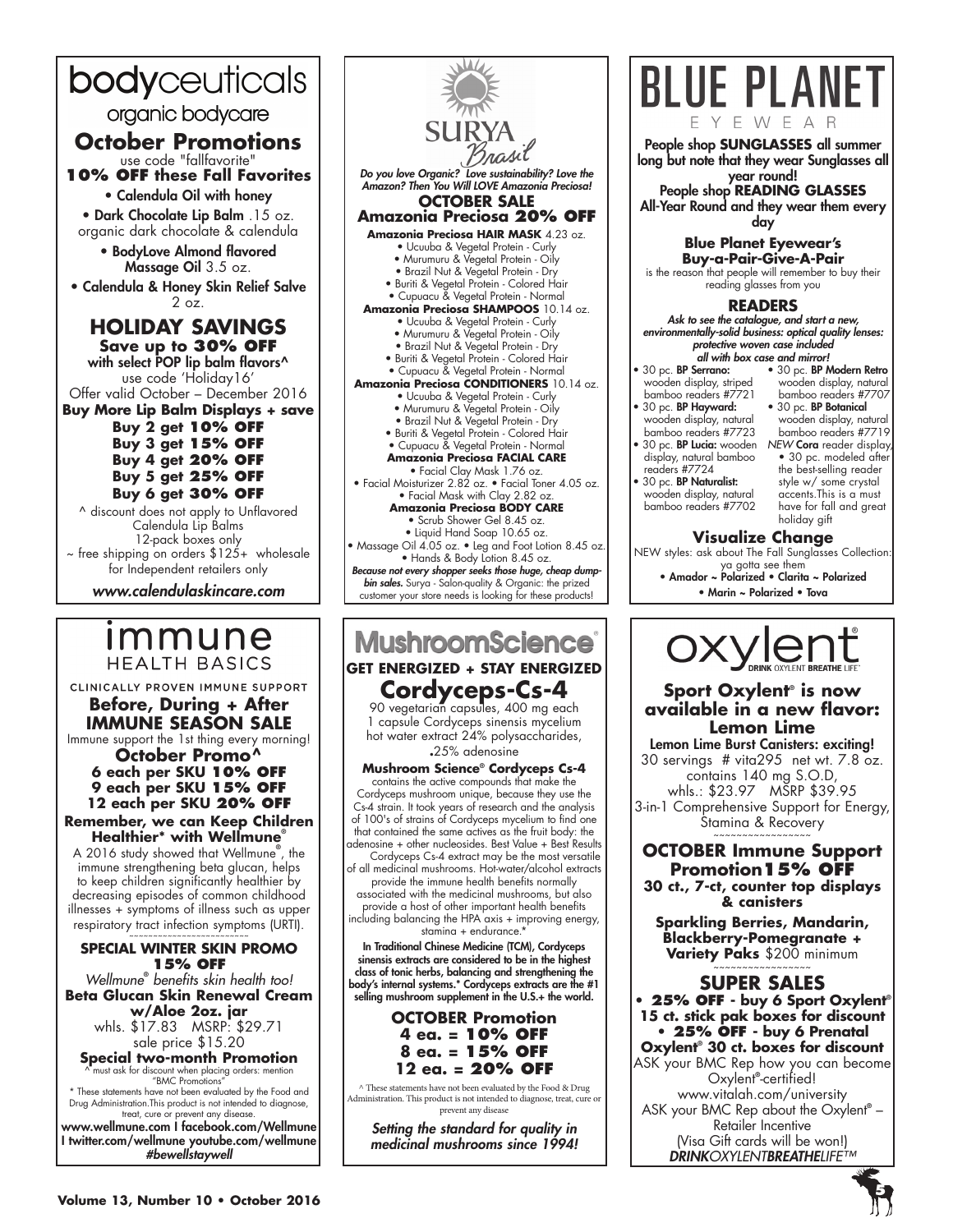# bodyceuticals

organic bodycare

## October Promotions

use code "fallfavorite"

**10% OFF these Fall Favorites**

- Calendula Oil with honey
- Dark Chocolate Lip Balm .15 oz. organic dark chocolate & calendula
- BodyLove Almond flavored Massage Oil 3.5 oz.
- Calendula & Honey Skin Relief Salve 2 oz.

## HOLIDAY SAVINGS

**Save up to 30% OFF**

with select POP lip balm flavors^

use code 'Holiday16'

Offer valid October – December 2016

**Buy More Lip Balm Displays + save**

**Buy 2 get 10% OFF**
**Buy 3 get 15% OFF**
**Buy 4 get 20% OFF**
**Buy 5 get 25% OFF**
**Buy 6 get 30% OFF**

^ discount does not apply to Unflavored Calendula Lip Balms
12-pack boxes only
~ free shipping on orders $125+ wholesale for Independent retailers only

*www.calendulaskincare.com*

# SURYA Brasil

*Do you love Organic? Love sustainability? Love the Amazon? Then You Will LOVE Amazonia Preciosa!*

## OCTOBER SALE
## Amazonia Preciosa 20% OFF

**Amazonia Preciosa HAIR MASK** 4.23 oz.
- Ucuuba & Vegetal Protein - Curly
- Murumuru & Vegetal Protein - Oily
- Brazil Nut & Vegetal Protein - Dry
- Buriti & Vegetal Protein - Colored Hair
- Cupuacu & Vegetal Protein - Normal

**Amazonia Preciosa SHAMPOOS** 10.14 oz.
- Ucuuba & Vegetal Protein - Curly
- Murumuru & Vegetal Protein - Oily
- Brazil Nut & Vegetal Protein - Dry
- Buriti & Vegetal Protein - Colored Hair
- Cupuacu & Vegetal Protein - Normal

**Amazonia Preciosa CONDITIONERS** 10.14 oz.
- Ucuuba & Vegetal Protein - Curly
- Murumuru & Vegetal Protein - Oily
- Brazil Nut & Vegetal Protein - Dry
- Buriti & Vegetal Protein - Colored Hair
- Cupuacu & Vegetal Protein - Normal

**Amazonia Preciosa FACIAL CARE**
- Facial Clay Mask 1.76 oz.
- Facial Moisturizer 2.82 oz. • Facial Toner 4.05 oz.
- Facial Mask with Clay 2.82 oz.

**Amazonia Preciosa BODY CARE**
- Scrub Shower Gel 8.45 oz.
- Liquid Hand Soap 10.65 oz.
- Massage Oil 4.05 oz. • Leg and Foot Lotion 8.45 oz.
- Hands & Body Lotion 8.45 oz.

***Because not every shopper seeks those huge, cheap dump-bin sales.*** Surya - Salon-quality & Organic: the prized customer your store needs is looking for these products!

# BLUE PLANET EYEWEAR

**People shop SUNGLASSES all summer long but note that they wear Sunglasses all year round!**
**People shop READING GLASSES All-Year Round and they wear them every day**

**Blue Planet Eyewear's Buy-a-Pair-Give-A-Pair**

is the reason that people will remember to buy their reading glasses from you

## READERS

*Ask to see the catalogue, and start a new, environmentally-solid business: optical quality lenses: protective woven case included all with box case and mirror!*

- 30 pc. **BP Serrano:** wooden display, striped bamboo readers #7721
- 30 pc. **BP Hayward:** wooden display, natural bamboo readers #7723
- 30 pc. **BP Lucia:** wooden display, natural bamboo readers #7724
- 30 pc. **BP Naturalist:** wooden display, natural bamboo readers #7702
- 30 pc. **BP Modern Retro** wooden display, natural bamboo readers #7707
- 30 pc. **BP Botanical** wooden display, natural bamboo readers #7719
- *NEW* **Cora** reader display, • 30 pc. modeled after the best-selling reader style w/ some crystal accents.This is a must have for fall and great holiday gift

**Visualize Change**

NEW styles: ask about The Fall Sunglasses Collection: ya gotta see them

- Amador ~ Polarized • Clarita ~ Polarized
- Marin ~ Polarized • Tova

# immune HEALTH BASICS

CLINICALLY PROVEN IMMUNE SUPPORT

## Before, During + After IMMUNE SEASON SALE

Immune support the 1st thing every morning!

**October Promo^**
**6 each per SKU 10% OFF**
**9 each per SKU 15% OFF**
**12 each per SKU 20% OFF**

**Remember, we can Keep Children Healthier* with Wellmune®**

A 2016 study showed that Wellmune®, the immune strengthening beta glucan, helps to keep children significantly healthier by decreasing episodes of common childhood illnesses + symptoms of illness such as upper respiratory tract infection symptoms (URTI).

**SPECIAL WINTER SKIN PROMO 15% OFF**

*Wellmune® benefits skin health too!*

**Beta Glucan Skin Renewal Cream w/Aloe 2oz. jar**

whls. $17.83 MSRP: $29.71
sale price $15.20

**Special two-month Promotion**

^ must ask for discount when placing orders: mention "BMC Promotions"

* These statements have not been evaluated by the Food and Drug Administration.This product is not intended to diagnose, treat, cure or prevent any disease.

**www.wellmune.com I facebook.com/Wellmune I twitter.com/wellmune youtube.com/wellmune** *#bewellstaywell*

# MushroomScience®

**GET ENERGIZED + STAY ENERGIZED**

## Cordyceps-Cs-4

90 vegetarian capsules, 400 mg each
1 capsule Cordyceps sinensis mycelium hot water extract 24% polysaccharides, .25% adenosine

**Mushroom Science® Cordyceps Cs-4** contains the active compounds that make the Cordyceps mushroom unique, because they use the Cs-4 strain. It took years of research and the analysis of 100's of strains of Cordyceps mycelium to find one that contained the same actives as the fruit body: the adenosine + other nucleosides. Best Value + Best Results

Cordyceps Cs-4 extract may be the most versatile of all medicinal mushrooms. Hot-water/alcohol extracts provide the immune health benefits normally associated with the medicinal mushrooms, but also provide a host of other important health benefits including balancing the HPA axis + improving energy, stamina + endurance.*

**In Traditional Chinese Medicine (TCM), Cordyceps sinensis extracts are considered to be in the highest class of tonic herbs, balancing and strengthening the body's internal systems.* Cordyceps extracts are the #1 selling mushroom supplement in the U.S.+ the world.**

**OCTOBER Promotion**
**4 ea. = 10% OFF**
**8 ea. = 15% OFF**
**12 ea. = 20% OFF**

^ These statements have not been evaluated by the Food & Drug Administration. This product is not intended to diagnose, treat, cure or prevent any disease

***Setting the standard for quality in medicinal mushrooms since 1994!***

# oxylent® DRINK OXYLENT BREATHE LIFE™

**Sport Oxylent® is now available in a new flavor: Lemon Lime**

**Lemon Lime Burst Canisters: exciting!**

30 servings # vita295 net wt. 7.8 oz.
contains 140 mg S.O.D,
whls.: $23.97 MSRP $39.95
3-in-1 Comprehensive Support for Energy, Stamina & Recovery

**OCTOBER Immune Support Promotion 15% OFF**

**30 ct., 7-ct, counter top displays & canisters**

**Sparkling Berries, Mandarin, Blackberry-Pomegranate + Variety Paks** $200 minimum

## SUPER SALES

- **25% OFF - buy 6 Sport Oxylent® 15 ct. stick pak boxes for discount**
- **25% OFF - buy 6 Prenatal Oxylent® 30 ct. boxes for discount**

ASK your BMC Rep how you can become Oxylent®-certified!
www.vitalah.com/university
ASK your BMC Rep about the Oxylent® – Retailer Incentive
(Visa Gift cards will be won!)

***DRINKOXYLENTBREATHELIFE™***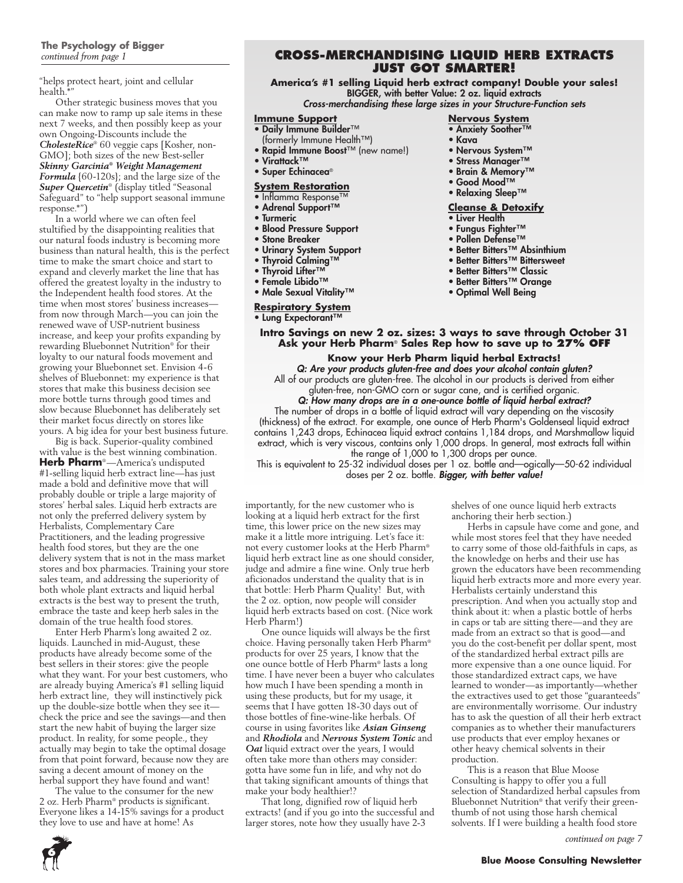**The Psychology of Bigger**
*continued from page 1*

"helps protect heart, joint and cellular health.*"

Other strategic business moves that you can make now to ramp up sale items in these next 7 weeks, and then possibly keep as your own Ongoing-Discounts include the ***CholesteRice***® 60 veggie caps [Kosher, non-GMO]; both sizes of the new Best-seller ***Skinny Garcinia® Weight Management Formula*** {60-120s}; and the large size of the ***Super Quercetin***® (display titled "Seasonal Safeguard" to "help support seasonal immune response.*")

In a world where we can often feel stultified by the disappointing realities that our natural foods industry is becoming more business than natural health, this is the perfect time to make the smart choice and start to expand and cleverly market the line that has offered the greatest loyalty in the industry to the Independent health food stores. At the time when most stores' business increases—from now through March—you can join the renewed wave of USP-nutrient business increase, and keep your profits expanding by rewarding Bluebonnet Nutrition® for their loyalty to our natural foods movement and growing your Bluebonnet set. Envision 4-6 shelves of Bluebonnet: my experience is that stores that make this business decision see more bottle turns through good times and slow because Bluebonnet has deliberately set their market focus directly on stores like yours. A big idea for your best business future.

Big is back. Superior-quality combined with value is the best winning combination. **Herb Pharm**®—America's undisputed #1-selling liquid herb extract line—has just made a bold and definitive move that will probably double or triple a large majority of stores' herbal sales. Liquid herb extracts are not only the preferred delivery system by Herbalists, Complementary Care Practitioners, and the leading progressive health food stores, but they are the one delivery system that is not in the mass market stores and box pharmacies. Training your store sales team, and addressing the superiority of both whole plant extracts and liquid herbal extracts is the best way to present the truth, embrace the taste and keep herb sales in the domain of the true health food stores.

Enter Herb Pharm's long awaited 2 oz. liquids. Launched in mid-August, these products have already become some of the best sellers in their stores: give the people what they want. For your best customers, who are already buying America's #1 selling liquid herb extract line, they will instinctively pick up the double-size bottle when they see it—check the price and see the savings—and then start the new habit of buying the larger size product. In reality, for some people., they actually may begin to take the optimal dosage from that point forward, because now they are saving a decent amount of money on the herbal support they have found and want!

The value to the consumer for the new 2 oz. Herb Pharm® products is significant. Everyone likes a 14-15% savings for a product they love to use and have at home! As importantly, for the new customer who is looking at a liquid herb extract for the first time, this lower price on the new sizes may make it a little more intriguing. Let's face it: not every customer looks at the Herb Pharm® liquid herb extract line as one should consider, judge and admire a fine wine. Only true herb aficionados understand the quality that is in that bottle: Herb Pharm Quality! But, with the 2 oz. option, now people will consider liquid herb extracts based on cost. (Nice work Herb Pharm!)

One ounce liquids will always be the first choice. Having personally taken Herb Pharm® products for over 25 years, I know that the one ounce bottle of Herb Pharm® lasts a long time. I have never been a buyer who calculates how much I have been spending a month in using these products, but for my usage, it seems that I have gotten 18-30 days out of those bottles of fine-wine-like herbals. Of course in using favorites like ***Asian Ginseng*** and ***Rhodiola*** and ***Nervous System Tonic*** and ***Oat*** liquid extract over the years, I would often take more than others may consider: gotta have some fun in life, and why not do that taking significant amounts of things that make your body healthier!?

That long, dignified row of liquid herb extracts! (and if you go into the successful and larger stores, note how they usually have 2-3 shelves of one ounce liquid herb extracts anchoring their herb section.)

Herbs in capsule have come and gone, and while most stores feel that they have needed to carry some of those old-faithfuls in caps, as the knowledge on herbs and their use has grown the educators have been recommending liquid herb extracts more and more every year. Herbalists certainly understand this prescription. And when you actually stop and think about it: when a plastic bottle of herbs in caps or tab are sitting there—and they are made from an extract so that is good—and you do the cost-benefit per dollar spent, most of the standardized herbal extract pills are more expensive than a one ounce liquid. For those standardized extract caps, we have learned to wonder—as importantly—whether the extractives used to get those "guaranteeds" are environmentally worrisome. Our industry has to ask the question of all their herb extract companies as to whether their manufacturers use products that ever employ hexanes or other heavy chemical solvents in their production.

This is a reason that Blue Moose Consulting is happy to offer you a full selection of Standardized herbal capsules from Bluebonnet Nutrition® that verify their green-thumb of not using those harsh chemical solvents. If I were building a health food store

*continued on page 7*

## CROSS-MERCHANDISING LIQUID HERB EXTRACTS JUST GOT SMARTER!

**America's #1 selling Liquid herb extract company! Double your sales!**
**BIGGER, with better Value: 2 oz. liquid extracts**
***Cross-merchandising these large sizes in your Structure-Function sets***

**Immune Support**
- **Daily Immune Builder™** (formerly Immune Health™)
- **Rapid Immune Boost™ (new name!)**
- **Virattack™**
- **Super Echinacea®**

**System Restoration**
- Inflamma Response™
- **Adrenal Support™**
- **Turmeric**
- **Blood Pressure Support**
- **Stone Breaker**
- **Urinary System Support**
- **Thyroid Calming™**
- **Thyroid Lifter™**
- **Female Libido™**
- **Male Sexual Vitality™**

**Respiratory System**
- **Lung Expectorant™**

**Nervous System**
- **Anxiety Soother™**
- **Kava**
- **Nervous System™**
- **Stress Manager™**
- **Brain & Memory™**
- **Good Mood™**
- **Relaxing Sleep™**

**Cleanse & Detoxify**
- **Liver Health**
- **Fungus Fighter™**
- **Pollen Defense™**
- **Better Bitters™ Absinthium**
- **Better Bitters™ Bittersweet**
- **Better Bitters™ Classic**
- **Better Bitters™ Orange**
- **Optimal Well Being**

**Intro Savings on new 2 oz. sizes: 3 ways to save through October 31**
**Ask your Herb Pharm® Sales Rep how to save up to 27% OFF**

**Know your Herb Pharm liquid herbal Extracts!**

***Q: Are your products gluten-free and does your alcohol contain gluten?***
All of our products are gluten-free. The alcohol in our products is derived from either gluten-free, non-GMO corn or sugar cane, and is certified organic.

***Q: How many drops are in a one-ounce bottle of liquid herbal extract?***
The number of drops in a bottle of liquid extract will vary depending on the viscosity (thickness) of the extract. For example, one ounce of Herb Pharm's Goldenseal liquid extract contains 1,243 drops, Echinacea liquid extract contains 1,184 drops, and Marshmallow liquid extract, which is very viscous, contains only 1,000 drops. In general, most extracts fall within the range of 1,000 to 1,300 drops per ounce.
This is equivalent to 25-32 individual doses per 1 oz. bottle and—ogically—50-62 individual doses per 2 oz. bottle. ***Bigger, with better value!***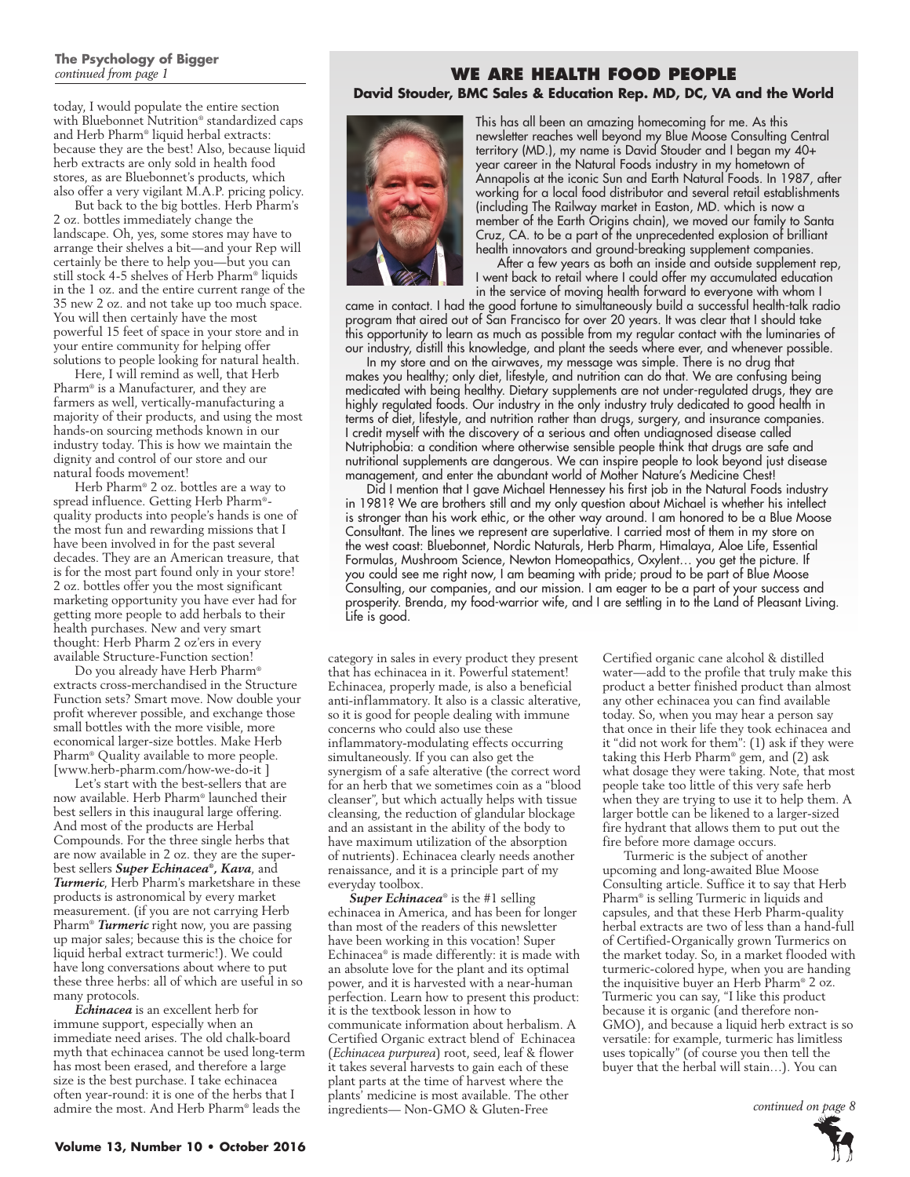**The Psychology of Bigger**
*continued from page 1*

today, I would populate the entire section with Bluebonnet Nutrition® standardized caps and Herb Pharm® liquid herbal extracts: because they are the best! Also, because liquid herb extracts are only sold in health food stores, as are Bluebonnet's products, which also offer a very vigilant M.A.P. pricing policy.

But back to the big bottles. Herb Pharm's 2 oz. bottles immediately change the landscape. Oh, yes, some stores may have to arrange their shelves a bit—and your Rep will certainly be there to help you—but you can still stock 4-5 shelves of Herb Pharm® liquids in the 1 oz. and the entire current range of the 35 new 2 oz. and not take up too much space. You will then certainly have the most powerful 15 feet of space in your store and in your entire community for helping offer solutions to people looking for natural health.

Here, I will remind as well, that Herb Pharm® is a Manufacturer, and they are farmers as well, vertically-manufacturing a majority of their products, and using the most hands-on sourcing methods known in our industry today. This is how we maintain the dignity and control of our store and our natural foods movement!

Herb Pharm® 2 oz. bottles are a way to spread influence. Getting Herb Pharm®-quality products into people's hands is one of the most fun and rewarding missions that I have been involved in for the past several decades. They are an American treasure, that is for the most part found only in your store! 2 oz. bottles offer you the most significant marketing opportunity you have ever had for getting more people to add herbals to their health purchases. New and very smart thought: Herb Pharm 2 oz'ers in every available Structure-Function section!

Do you already have Herb Pharm® extracts cross-merchandised in the Structure Function sets? Smart move. Now double your profit wherever possible, and exchange those small bottles with the more visible, more economical larger-size bottles. Make Herb Pharm® Quality available to more people. [www.herb-pharm.com/how-we-do-it ]

Let's start with the best-sellers that are now available. Herb Pharm® launched their best sellers in this inaugural large offering. And most of the products are Herbal Compounds. For the three single herbs that are now available in 2 oz. they are the super-best sellers ***Super Echinacea®***, ***Kava***, and ***Turmeric***, Herb Pharm's marketshare in these products is astronomical by every market measurement. (if you are not carrying Herb Pharm® ***Turmeric*** right now, you are passing up major sales; because this is the choice for liquid herbal extract turmeric!). We could have long conversations about where to put these three herbs: all of which are useful in so many protocols.

***Echinacea*** is an excellent herb for immune support, especially when an immediate need arises. The old chalk-board myth that echinacea cannot be used long-term has most been erased, and therefore a large size is the best purchase. I take echinacea often year-round: it is one of the herbs that I admire the most. And Herb Pharm® leads the category in sales in every product they present that has echinacea in it. Powerful statement! Echinacea, properly made, is also a beneficial anti-inflammatory. It also is a classic alterative, so it is good for people dealing with immune concerns who could also use these inflammatory-modulating effects occurring simultaneously. If you can also get the synergism of a safe alterative (the correct word for an herb that we sometimes coin as a "blood cleanser", but which actually helps with tissue cleansing, the reduction of glandular blockage and an assistant in the ability of the body to have maximum utilization of the absorption of nutrients). Echinacea clearly needs another renaissance, and it is a principle part of my everyday toolbox.

***Super Echinacea®*** is the #1 selling echinacea in America, and has been for longer than most of the readers of this newsletter have been working in this vocation! Super Echinacea® is made differently: it is made with an absolute love for the plant and its optimal power, and it is harvested with a near-human perfection. Learn how to present this product: it is the textbook lesson in how to communicate information about herbalism. A Certified Organic extract blend of Echinacea (*Echinacea purpurea*) root, seed, leaf & flower it takes several harvests to gain each of these plant parts at the time of harvest where the plants' medicine is most available. The other ingredients— Non-GMO & Gluten-Free Certified organic cane alcohol & distilled water—add to the profile that truly make this product a better finished product than almost any other echinacea you can find available today. So, when you may hear a person say that once in their life they took echinacea and it "did not work for them": (1) ask if they were taking this Herb Pharm® gem, and (2) ask what dosage they were taking. Note, that most people take too little of this very safe herb when they are trying to use it to help them. A larger bottle can be likened to a larger-sized fire hydrant that allows them to put out the fire before more damage occurs.

Turmeric is the subject of another upcoming and long-awaited Blue Moose Consulting article. Suffice it to say that Herb Pharm® is selling Turmeric in liquids and capsules, and that these Herb Pharm-quality herbal extracts are two of less than a hand-full of Certified-Organically grown Turmerics on the market today. So, in a market flooded with turmeric-colored hype, when you are handing the inquisitive buyer an Herb Pharm® 2 oz. Turmeric you can say, "I like this product because it is organic (and therefore non-GMO), and because a liquid herb extract is so versatile: for example, turmeric has limitless uses topically" (of course you then tell the buyer that the herbal will stain…). You can

*continued on page 8*

## WE ARE HEALTH FOOD PEOPLE

**David Stouder, BMC Sales & Education Rep. MD, DC, VA and the World**

This has all been an amazing homecoming for me. As this newsletter reaches well beyond my Blue Moose Consulting Central territory (MD.), my name is David Stouder and I began my 40+ year career in the Natural Foods industry in my hometown of Annapolis at the iconic Sun and Earth Natural Foods. In 1987, after working for a local food distributor and several retail establishments (including The Railway market in Easton, MD. which is now a member of the Earth Origins chain), we moved our family to Santa Cruz, CA. to be a part of the unprecedented explosion of brilliant health innovators and ground-breaking supplement companies.

After a few years as both an inside and outside supplement rep, I went back to retail where I could offer my accumulated education in the service of moving health forward to everyone with whom I came in contact. I had the good fortune to simultaneously build a successful health-talk radio program that aired out of San Francisco for over 20 years. It was clear that I should take this opportunity to learn as much as possible from my regular contact with the luminaries of our industry, distill this knowledge, and plant the seeds where ever, and whenever possible.

In my store and on the airwaves, my message was simple. There is no drug that makes you healthy; only diet, lifestyle, and nutrition can do that. We are confusing being medicated with being healthy. Dietary supplements are not under-regulated drugs, they are highly regulated foods. Our industry in the only industry truly dedicated to good health in terms of diet, lifestyle, and nutrition rather than drugs, surgery, and insurance companies. I credit myself with the discovery of a serious and often undiagnosed disease called Nutriphobia: a condition where otherwise sensible people think that drugs are safe and nutritional supplements are dangerous. We can inspire people to look beyond just disease management, and enter the abundant world of Mother Nature's Medicine Chest!

Did I mention that I gave Michael Hennessey his first job in the Natural Foods industry in 1981? We are brothers still and my only question about Michael is whether his intellect is stronger than his work ethic, or the other way around. I am honored to be a Blue Moose Consultant. The lines we represent are superlative. I carried most of them in my store on the west coast: Bluebonnet, Nordic Naturals, Herb Pharm, Himalaya, Aloe Life, Essential Formulas, Mushroom Science, Newton Homeopathics, Oxylent… you get the picture. If you could see me right now, I am beaming with pride; proud to be part of Blue Moose Consulting, our companies, and our mission. I am eager to be a part of your success and prosperity. Brenda, my food-warrior wife, and I are settling in to the Land of Pleasant Living. Life is good.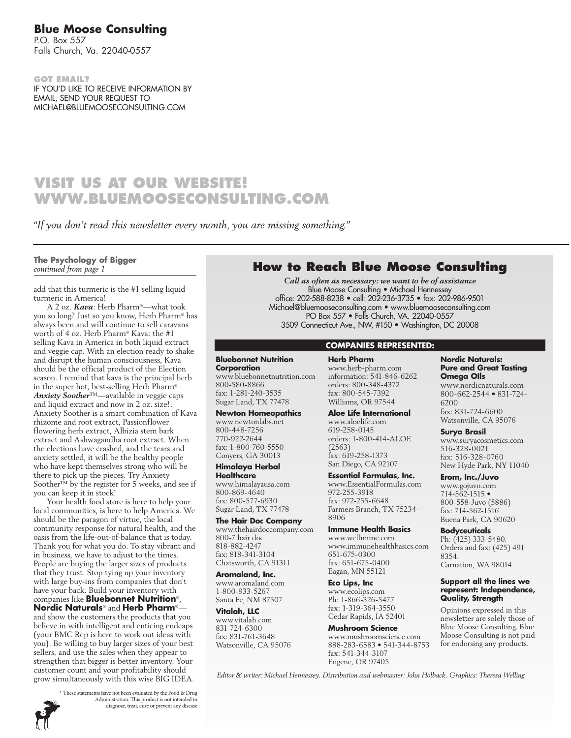**Blue Moose Consulting**
P.O. Box 557
Falls Church, Va. 22040-0557

**GOT EMAIL?**
IF YOU'D LIKE TO RECEIVE INFORMATION BY EMAIL, SEND YOUR REQUEST TO MICHAEL@BLUEMOOSECONSULTING.COM

## VISIT US AT OUR WEBSITE! WWW.BLUEMOOSECONSULTING.COM

*"If you don't read this newsletter every month, you are missing something."*

**The Psychology of Bigger**
*continued from page 1*

add that this turmeric is the #1 selling liquid turmeric in America!

A 2 oz. ***Kava***: Herb Pharm®—what took you so long? Just so you know, Herb Pharm® has always been and will continue to sell caravans worth of 4 oz. Herb Pharm® Kava: the #1 selling Kava in America in both liquid extract and veggie cap. With an election ready to shake and disrupt the human consciousness, Kava should be the official product of the Election season. I remind that kava is the principal herb in the super hot, best-selling Herb Pharm® ***Anxiety Soother***™—available in veggie caps and liquid extract and now in 2 oz. size!. Anxiety Soother is a smart combination of Kava rhizome and root extract, Passionflower flowering herb extract, Albizia stem bark extract and Ashwagandha root extract. When the elections have crashed, and the tears and anxiety settled, it will be the healthy people who have kept themselves strong who will be there to pick up the pieces. Try Anxiety Soother™ by the register for 5 weeks, and see if you can keep it in stock!

Your health food store is here to help your local communities, is here to help America. We should be the paragon of virtue, the local community response for natural health, and the oasis from the life-out-of-balance that is today. Thank you for what you do. To stay vibrant and in business, we have to adjust to the times. People are buying the larger sizes of products that they trust. Stop tying up your inventory with large buy-ins from companies that don't have your back. Build your inventory with companies like **Bluebonnet Nutrition**®, **Nordic Naturals**® and **Herb Pharm**®—and show the customers the products that you believe in with intelligent and enticing endcaps (your BMC Rep is here to work out ideas with you). Be willing to buy larger sizes of your best sellers, and use the sales when they appear to strengthen that bigger is better inventory. Your customer count and your profitability should grow simultaneously with this wise BIG IDEA.

\* These statements have not been evaluated by the Food & Drug Administration. This product is not intended to diagnose, treat, cure or prevent any disease

## How to Reach Blue Moose Consulting

***Call as often as necessary: we want to be of assistance***
Blue Moose Consulting • Michael Hennessey
office: 202-588-8238 • cell: 202-236-3735 • fax: 202-986-9501
Michael@bluemooseconsulting.com • www.bluemooseconsulting.com
PO Box 557 • Falls Church, VA. 22040-0557
3509 Connecticut Ave., NW, #150 • Washington, DC 20008

### COMPANIES REPRESENTED:

**Bluebonnet Nutrition Corporation**
www.bluebonnetnutrition.com
800-580-8866
fax: 1-281-240-3535
Sugar Land, TX 77478

**Newton Homeopathics**
www.newtonlabs.net
800-448-7256
770-922-2644
fax: 1-800-760-5550
Conyers, GA 30013

**Himalaya Herbal Healthcare**
www.himalayausa.com
800-869-4640
fax: 800-577-6930
Sugar Land, TX 77478

**The Hair Doc Company**
www.thehairdoccompany.com
800-7 hair doc
818-882-4247
fax: 818-341-3104
Chatsworth, CA 91311

**Aromaland, Inc.**
www.aromaland.com
1-800-933-5267
Santa Fe, NM 87507

**Vitalah, LLC**
www.vitalah.com
831-724-6300
fax: 831-761-3648
Watsonville, CA 95076

**Herb Pharm**
www.herb-pharm.com
information: 541-846-6262
orders: 800-348-4372
fax: 800-545-7392
Williams, OR 97544

**Aloe Life International**
www.aloelife.com
619-258-0145
orders: 1-800-414-ALOE (2563)
fax: 619-258-1373
San Diego, CA 92107

**Essential Formulas, Inc.**
www.EssentialFormulas.com
972-255-3918
fax: 972-255-6648
Farmers Branch, TX 75234-8906

**Immune Health Basics**
www.wellmune.com
www.immunehealthbasics.com
651-675-0300
fax: 651-675-0400
Eagan, MN 55121

**Eco Lips, Inc**
www.ecolips.com
Ph: 1-866-326-5477
fax: 1-319-364-3550
Cedar Rapids, IA 52401

**Mushroom Science**
www.mushroomscience.com
888-283-6583 • 541-344-8753
fax: 541-344-3107
Eugene, OR 97405

**Nordic Naturals: Pure and Great Tasting Omega Oils**
www.nordicnaturals.com
800-662-2544 • 831-724-6200
fax: 831-724-6600
Watsonville, CA 95076

**Surya Brasil**
www.suryacosmetics.com
516-328-0021
fax: 516-328-0760
New Hyde Park, NY 11040

**Erom, Inc./Juvo**
www.gojuvo.com
714-562-1515 •
800-558-Juvo (5886)
fax: 714-562-1516
Buena Park, CA 90620

**Bodyceuticals**
Ph: (425) 333-5480.
Orders and fax: (425) 491 8354.
Carnation, WA 98014

**Support all the lines we represent: Independence, Quality, Strength**

Opinions expressed in this newsletter are solely those of Blue Moose Consulting. Blue Moose Consulting is not paid for endorsing any products.

*Editor & writer: Michael Hennessey. Distribution and webmaster: John Holback. Graphics: Theresa Welling*